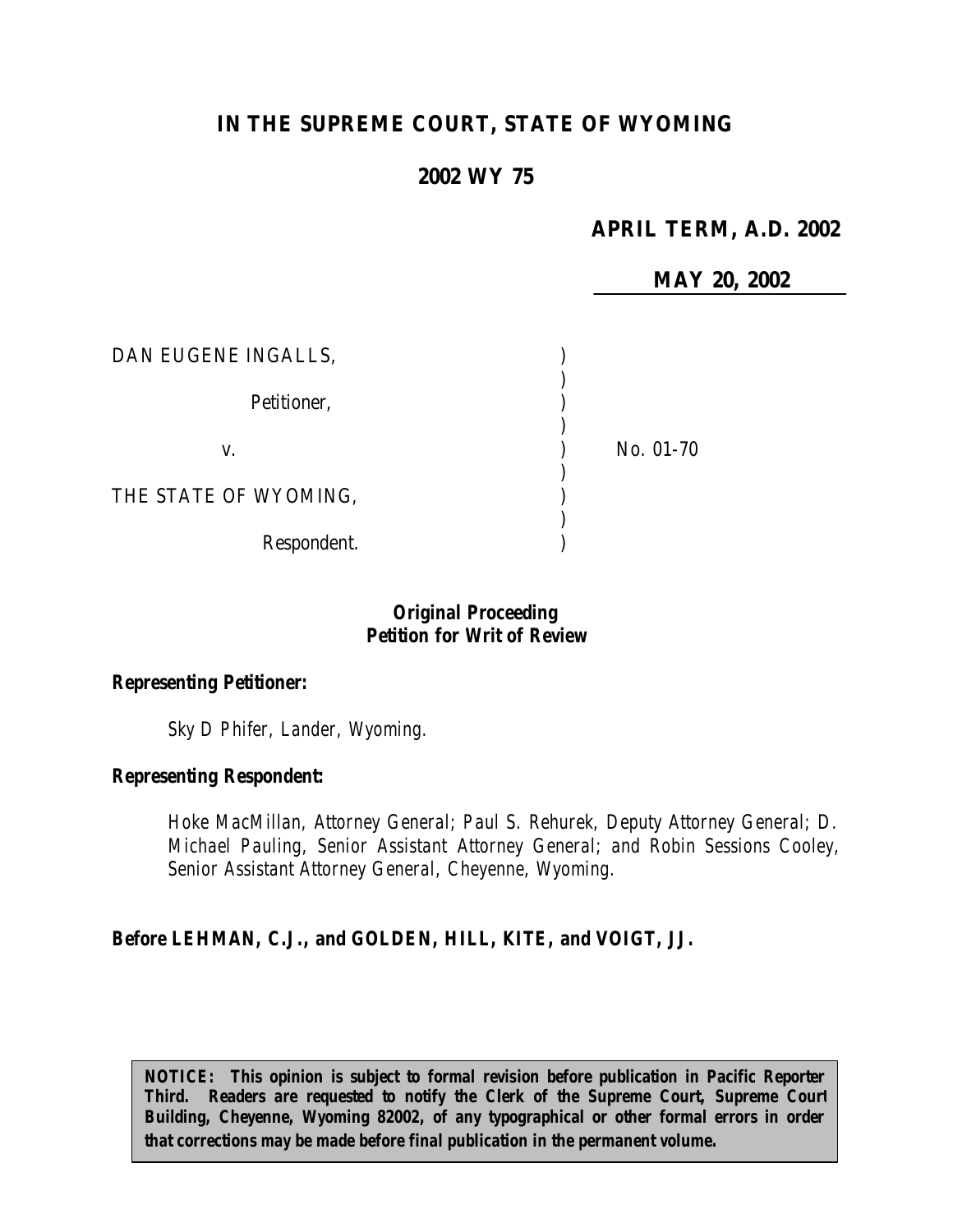# IN THE SUPREME COURT, STATE OF WYOMING

## 2002 WY 75

**APRIL TERM, A.D. 2002**

**MAY 20, 2002**

| | | |
|---|---|---|
| DAN EUGENE INGALLS, | ) | |
| | ) | |
| Petitioner, | ) | |
| | ) | |
| v. | ) | No. 01-70 |
| | ) | |
| THE STATE OF WYOMING, | ) | |
| | ) | |
| Respondent. | ) | |

**Original Proceeding**
**Petition for Writ of Review**

**Representing Petitioner:**

Sky D Phifer, Lander, Wyoming.

**Representing Respondent:**

Hoke MacMillan, Attorney General; Paul S. Rehurek, Deputy Attorney General; D. Michael Pauling, Senior Assistant Attorney General; and Robin Sessions Cooley, Senior Assistant Attorney General, Cheyenne, Wyoming.

**Before LEHMAN, C.J., and GOLDEN, HILL, KITE, and VOIGT, JJ.**

**NOTICE: This opinion is subject to formal revision before publication in Pacific Reporter Third. Readers are requested to notify the Clerk of the Supreme Court, Supreme Court Building, Cheyenne, Wyoming 82002, of any typographical or other formal errors in order that corrections may be made before final publication in the permanent volume.**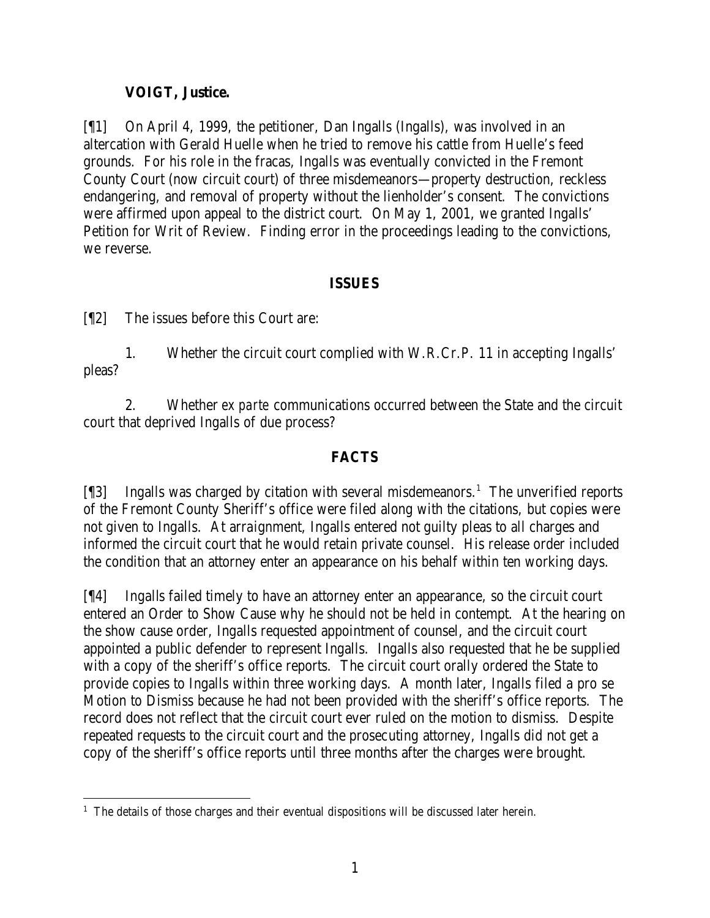**VOIGT, Justice.**

[¶1] On April 4, 1999, the petitioner, Dan Ingalls (Ingalls), was involved in an altercation with Gerald Huelle when he tried to remove his cattle from Huelle's feed grounds. For his role in the fracas, Ingalls was eventually convicted in the Fremont County Court (now circuit court) of three misdemeanors—property destruction, reckless endangering, and removal of property without the lienholder's consent. The convictions were affirmed upon appeal to the district court. On May 1, 2001, we granted Ingalls' Petition for Writ of Review. Finding error in the proceedings leading to the convictions, we reverse.

## ISSUES

[¶2] The issues before this Court are:

1. Whether the circuit court complied with W.R.Cr.P. 11 in accepting Ingalls' pleas?

2. Whether *ex parte* communications occurred between the State and the circuit court that deprived Ingalls of due process?

## FACTS

[¶3] Ingalls was charged by citation with several misdemeanors.[1] The unverified reports of the Fremont County Sheriff's office were filed along with the citations, but copies were not given to Ingalls. At arraignment, Ingalls entered not guilty pleas to all charges and informed the circuit court that he would retain private counsel. His release order included the condition that an attorney enter an appearance on his behalf within ten working days.

[¶4] Ingalls failed timely to have an attorney enter an appearance, so the circuit court entered an Order to Show Cause why he should not be held in contempt. At the hearing on the show cause order, Ingalls requested appointment of counsel, and the circuit court appointed a public defender to represent Ingalls. Ingalls also requested that he be supplied with a copy of the sheriff's office reports. The circuit court orally ordered the State to provide copies to Ingalls within three working days. A month later, Ingalls filed a pro se Motion to Dismiss because he had not been provided with the sheriff's office reports. The record does not reflect that the circuit court ever ruled on the motion to dismiss. Despite repeated requests to the circuit court and the prosecuting attorney, Ingalls did not get a copy of the sheriff's office reports until three months after the charges were brought.

---

[1] The details of those charges and their eventual dispositions will be discussed later herein.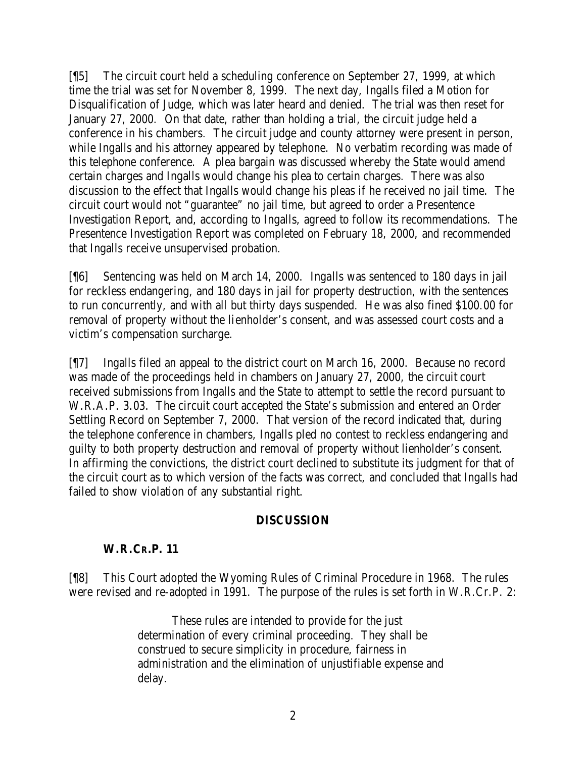[¶5] The circuit court held a scheduling conference on September 27, 1999, at which time the trial was set for November 8, 1999. The next day, Ingalls filed a Motion for Disqualification of Judge, which was later heard and denied. The trial was then reset for January 27, 2000. On that date, rather than holding a trial, the circuit judge held a conference in his chambers. The circuit judge and county attorney were present in person, while Ingalls and his attorney appeared by telephone. No verbatim recording was made of this telephone conference. A plea bargain was discussed whereby the State would amend certain charges and Ingalls would change his plea to certain charges. There was also discussion to the effect that Ingalls would change his pleas if he received no jail time. The circuit court would not "guarantee" no jail time, but agreed to order a Presentence Investigation Report, and, according to Ingalls, agreed to follow its recommendations. The Presentence Investigation Report was completed on February 18, 2000, and recommended that Ingalls receive unsupervised probation.

[¶6] Sentencing was held on March 14, 2000. Ingalls was sentenced to 180 days in jail for reckless endangering, and 180 days in jail for property destruction, with the sentences to run concurrently, and with all but thirty days suspended. He was also fined $100.00 for removal of property without the lienholder's consent, and was assessed court costs and a victim's compensation surcharge.

[¶7] Ingalls filed an appeal to the district court on March 16, 2000. Because no record was made of the proceedings held in chambers on January 27, 2000, the circuit court received submissions from Ingalls and the State to attempt to settle the record pursuant to W.R.A.P. 3.03. The circuit court accepted the State's submission and entered an Order Settling Record on September 7, 2000. That version of the record indicated that, during the telephone conference in chambers, Ingalls pled no contest to reckless endangering and guilty to both property destruction and removal of property without lienholder's consent. In affirming the convictions, the district court declined to substitute its judgment for that of the circuit court as to which version of the facts was correct, and concluded that Ingalls had failed to show violation of any substantial right.

## DISCUSSION

### W.R.Cr.P. 11

[¶8] This Court adopted the Wyoming Rules of Criminal Procedure in 1968. The rules were revised and re-adopted in 1991. The purpose of the rules is set forth in W.R.Cr.P. 2:

> These rules are intended to provide for the just determination of every criminal proceeding. They shall be construed to secure simplicity in procedure, fairness in administration and the elimination of unjustifiable expense and delay.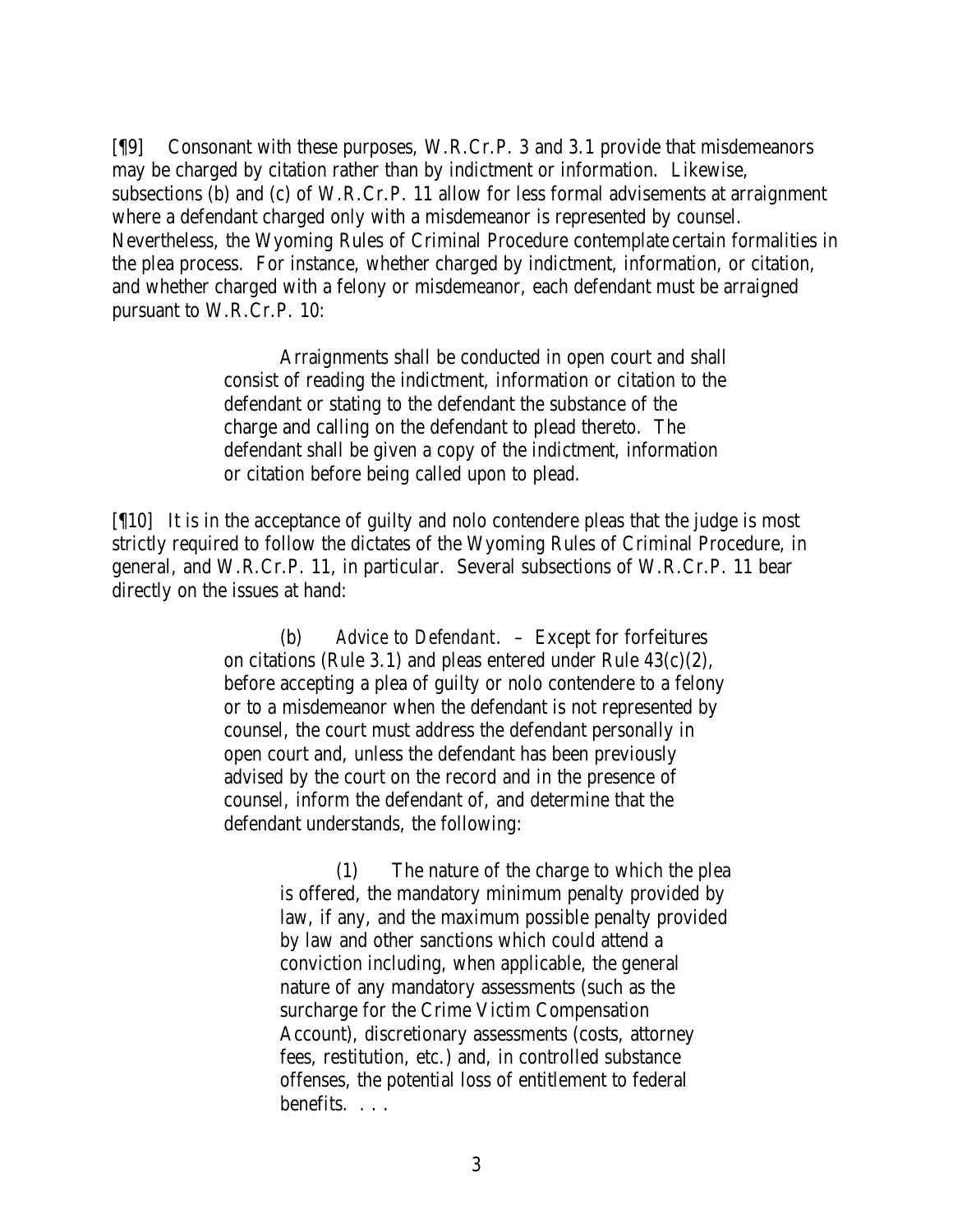[¶9] Consonant with these purposes, W.R.Cr.P. 3 and 3.1 provide that misdemeanors may be charged by citation rather than by indictment or information. Likewise, subsections (b) and (c) of W.R.Cr.P. 11 allow for less formal advisements at arraignment where a defendant charged only with a misdemeanor is represented by counsel. Nevertheless, the Wyoming Rules of Criminal Procedure contemplate certain formalities in the plea process. For instance, whether charged by indictment, information, or citation, and whether charged with a felony or misdemeanor, each defendant must be arraigned pursuant to W.R.Cr.P. 10:

> Arraignments shall be conducted in open court and shall consist of reading the indictment, information or citation to the defendant or stating to the defendant the substance of the charge and calling on the defendant to plead thereto. The defendant shall be given a copy of the indictment, information or citation before being called upon to plead.

[¶10] It is in the acceptance of guilty and nolo contendere pleas that the judge is most strictly required to follow the dictates of the Wyoming Rules of Criminal Procedure, in general, and W.R.Cr.P. 11, in particular. Several subsections of W.R.Cr.P. 11 bear directly on the issues at hand:

> (b) *Advice to Defendant*. – Except for forfeitures on citations (Rule 3.1) and pleas entered under Rule 43(c)(2), before accepting a plea of guilty or nolo contendere to a felony or to a misdemeanor when the defendant is not represented by counsel, the court must address the defendant personally in open court and, unless the defendant has been previously advised by the court on the record and in the presence of counsel, inform the defendant of, and determine that the defendant understands, the following:
>
> > (1) The nature of the charge to which the plea is offered, the mandatory minimum penalty provided by law, if any, and the maximum possible penalty provided by law and other sanctions which could attend a conviction including, when applicable, the general nature of any mandatory assessments (such as the surcharge for the Crime Victim Compensation Account), discretionary assessments (costs, attorney fees, restitution, etc.) and, in controlled substance offenses, the potential loss of entitlement to federal benefits. . . .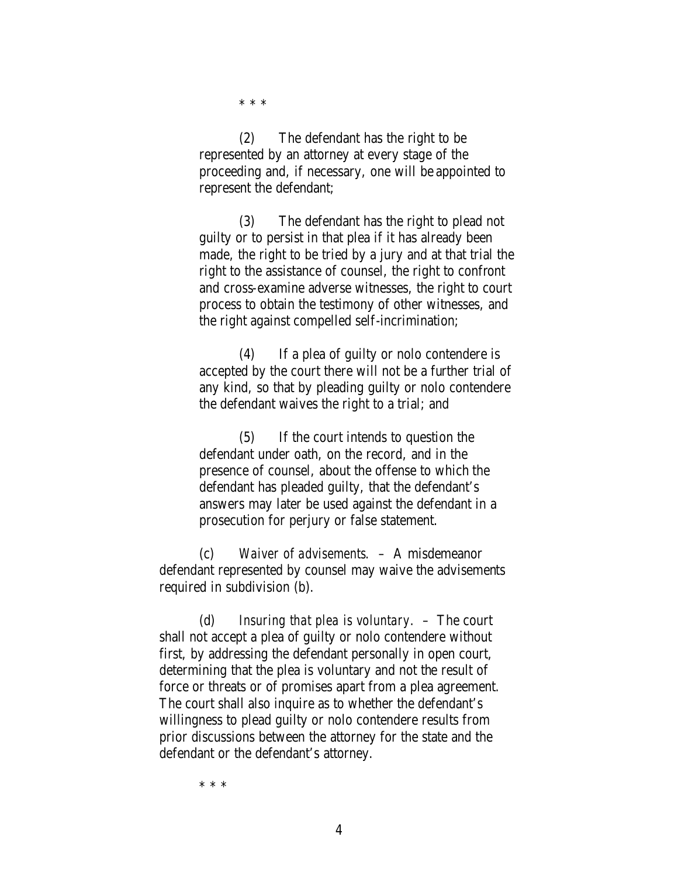\* \* \*

(2) The defendant has the right to be represented by an attorney at every stage of the proceeding and, if necessary, one will be appointed to represent the defendant;

(3) The defendant has the right to plead not guilty or to persist in that plea if it has already been made, the right to be tried by a jury and at that trial the right to the assistance of counsel, the right to confront and cross-examine adverse witnesses, the right to court process to obtain the testimony of other witnesses, and the right against compelled self-incrimination;

(4) If a plea of guilty or nolo contendere is accepted by the court there will not be a further trial of any kind, so that by pleading guilty or nolo contendere the defendant waives the right to a trial; and

(5) If the court intends to question the defendant under oath, on the record, and in the presence of counsel, about the offense to which the defendant has pleaded guilty, that the defendant's answers may later be used against the defendant in a prosecution for perjury or false statement.

(c) *Waiver of advisements.* – A misdemeanor defendant represented by counsel may waive the advisements required in subdivision (b).

(d) *Insuring that plea is voluntary.* – The court shall not accept a plea of guilty or nolo contendere without first, by addressing the defendant personally in open court, determining that the plea is voluntary and not the result of force or threats or of promises apart from a plea agreement. The court shall also inquire as to whether the defendant's willingness to plead guilty or nolo contendere results from prior discussions between the attorney for the state and the defendant or the defendant's attorney.

\* \* \*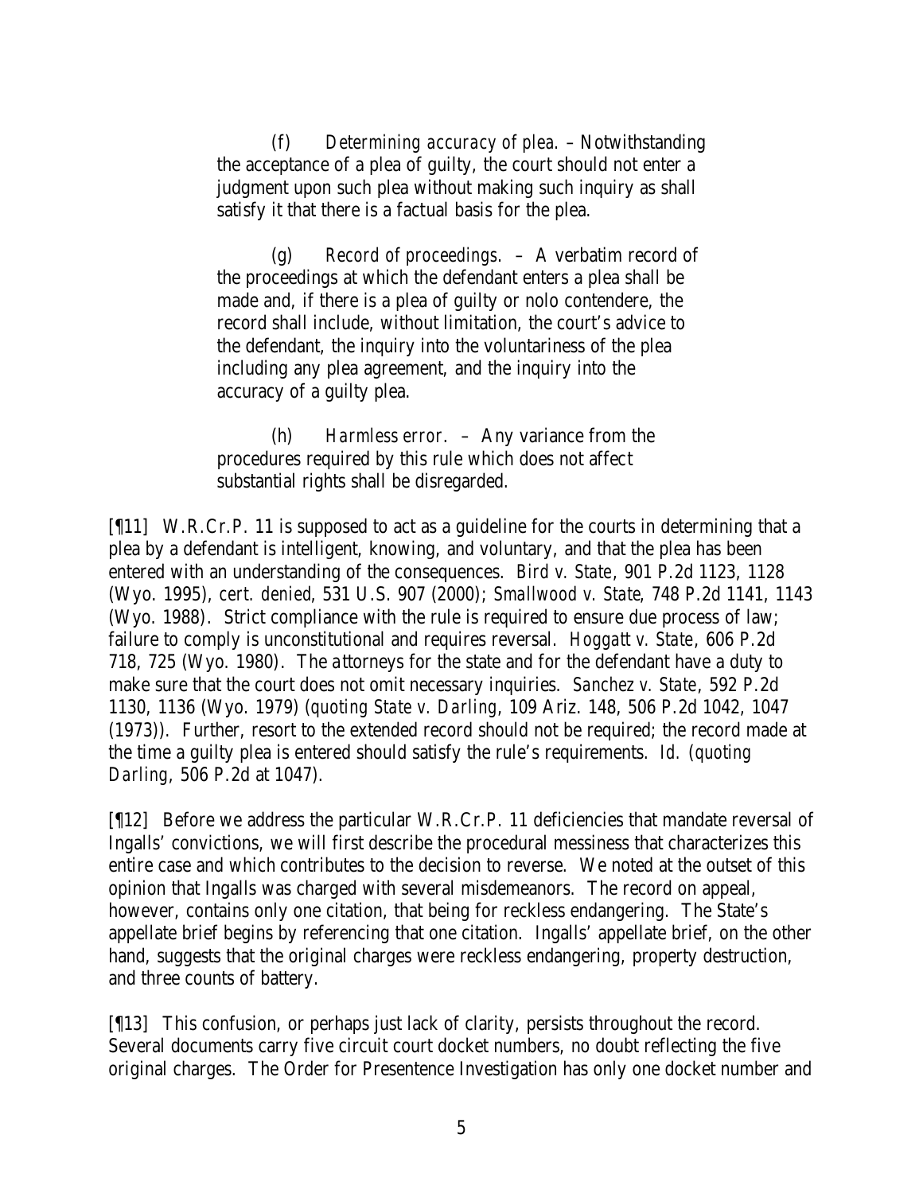(f) *Determining accuracy of plea*. – Notwithstanding the acceptance of a plea of guilty, the court should not enter a judgment upon such plea without making such inquiry as shall satisfy it that there is a factual basis for the plea.

(g) *Record of proceedings*. – A verbatim record of the proceedings at which the defendant enters a plea shall be made and, if there is a plea of guilty or nolo contendere, the record shall include, without limitation, the court's advice to the defendant, the inquiry into the voluntariness of the plea including any plea agreement, and the inquiry into the accuracy of a guilty plea.

(h) *Harmless error*. – Any variance from the procedures required by this rule which does not affect substantial rights shall be disregarded.

[¶11] W.R.Cr.P. 11 is supposed to act as a guideline for the courts in determining that a plea by a defendant is intelligent, knowing, and voluntary, and that the plea has been entered with an understanding of the consequences. *Bird v. State*, 901 P.2d 1123, 1128 (Wyo. 1995), *cert. denied*, 531 U.S. 907 (2000); *Smallwood v. State*, 748 P.2d 1141, 1143 (Wyo. 1988). Strict compliance with the rule is required to ensure due process of law; failure to comply is unconstitutional and requires reversal. *Hoggatt v. State*, 606 P.2d 718, 725 (Wyo. 1980). The attorneys for the state and for the defendant have a duty to make sure that the court does not omit necessary inquiries. *Sanchez v. State*, 592 P.2d 1130, 1136 (Wyo. 1979) (*quoting State v. Darling*, 109 Ariz. 148, 506 P.2d 1042, 1047 (1973)). Further, resort to the extended record should not be required; the record made at the time a guilty plea is entered should satisfy the rule's requirements. *Id.* (*quoting Darling*, 506 P.2d at 1047).

[¶12] Before we address the particular W.R.Cr.P. 11 deficiencies that mandate reversal of Ingalls' convictions, we will first describe the procedural messiness that characterizes this entire case and which contributes to the decision to reverse. We noted at the outset of this opinion that Ingalls was charged with several misdemeanors. The record on appeal, however, contains only one citation, that being for reckless endangering. The State's appellate brief begins by referencing that one citation. Ingalls' appellate brief, on the other hand, suggests that the original charges were reckless endangering, property destruction, and three counts of battery.

[¶13] This confusion, or perhaps just lack of clarity, persists throughout the record. Several documents carry five circuit court docket numbers, no doubt reflecting the five original charges. The Order for Presentence Investigation has only one docket number and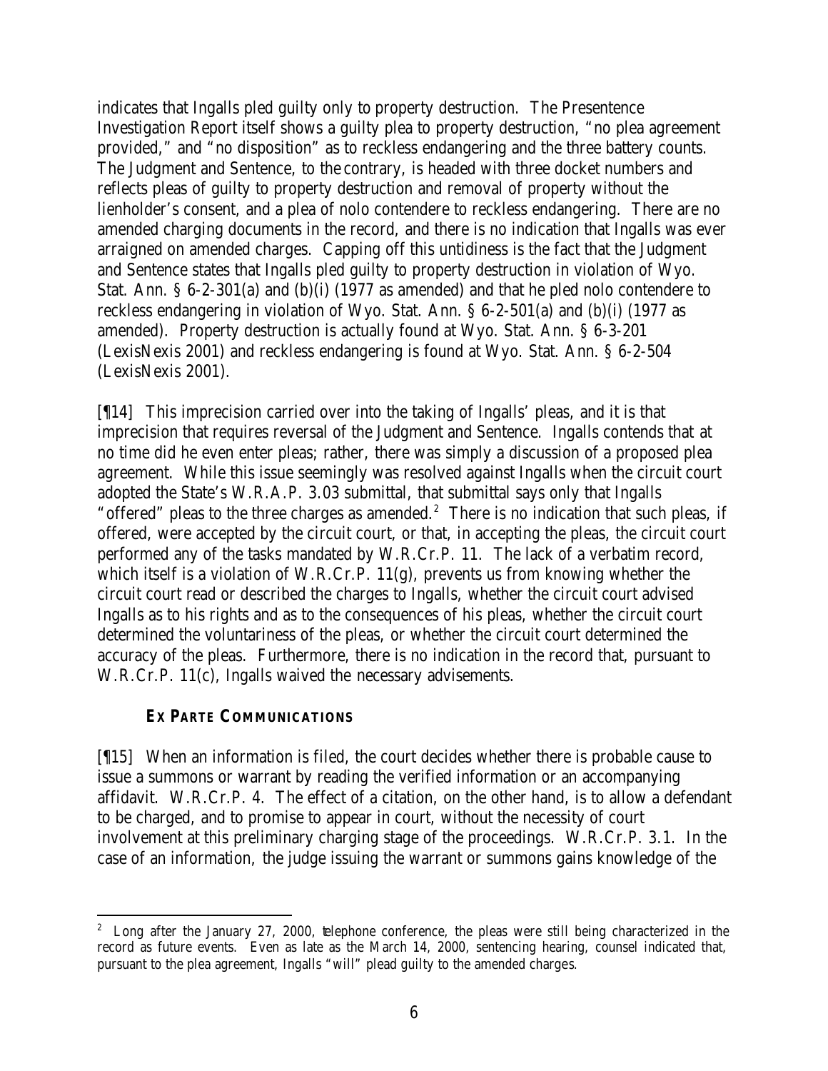indicates that Ingalls pled guilty only to property destruction. The Presentence Investigation Report itself shows a guilty plea to property destruction, "no plea agreement provided," and "no disposition" as to reckless endangering and the three battery counts. The Judgment and Sentence, to the contrary, is headed with three docket numbers and reflects pleas of guilty to property destruction and removal of property without the lienholder's consent, and a plea of nolo contendere to reckless endangering. There are no amended charging documents in the record, and there is no indication that Ingalls was ever arraigned on amended charges. Capping off this untidiness is the fact that the Judgment and Sentence states that Ingalls pled guilty to property destruction in violation of Wyo. Stat. Ann. § 6-2-301(a) and (b)(i) (1977 as amended) and that he pled nolo contendere to reckless endangering in violation of Wyo. Stat. Ann. § 6-2-501(a) and (b)(i) (1977 as amended). Property destruction is actually found at Wyo. Stat. Ann. § 6-3-201 (LexisNexis 2001) and reckless endangering is found at Wyo. Stat. Ann. § 6-2-504 (LexisNexis 2001).

[¶14] This imprecision carried over into the taking of Ingalls' pleas, and it is that imprecision that requires reversal of the Judgment and Sentence. Ingalls contends that at no time did he even enter pleas; rather, there was simply a discussion of a proposed plea agreement. While this issue seemingly was resolved against Ingalls when the circuit court adopted the State's W.R.A.P. 3.03 submittal, that submittal says only that Ingalls "offered" pleas to the three charges as amended.[2] There is no indication that such pleas, if offered, were accepted by the circuit court, or that, in accepting the pleas, the circuit court performed any of the tasks mandated by W.R.Cr.P. 11. The lack of a verbatim record, which itself is a violation of W.R.Cr.P. 11(g), prevents us from knowing whether the circuit court read or described the charges to Ingalls, whether the circuit court advised Ingalls as to his rights and as to the consequences of his pleas, whether the circuit court determined the voluntariness of the pleas, or whether the circuit court determined the accuracy of the pleas. Furthermore, there is no indication in the record that, pursuant to W.R.Cr.P. 11(c), Ingalls waived the necessary advisements.

### EX PARTE COMMUNICATIONS

[¶15] When an information is filed, the court decides whether there is probable cause to issue a summons or warrant by reading the verified information or an accompanying affidavit. W.R.Cr.P. 4. The effect of a citation, on the other hand, is to allow a defendant to be charged, and to promise to appear in court, without the necessity of court involvement at this preliminary charging stage of the proceedings. W.R.Cr.P. 3.1. In the case of an information, the judge issuing the warrant or summons gains knowledge of the

---

[2] Long after the January 27, 2000, telephone conference, the pleas were still being characterized in the record as future events. Even as late as the March 14, 2000, sentencing hearing, counsel indicated that, pursuant to the plea agreement, Ingalls "will" plead guilty to the amended charges.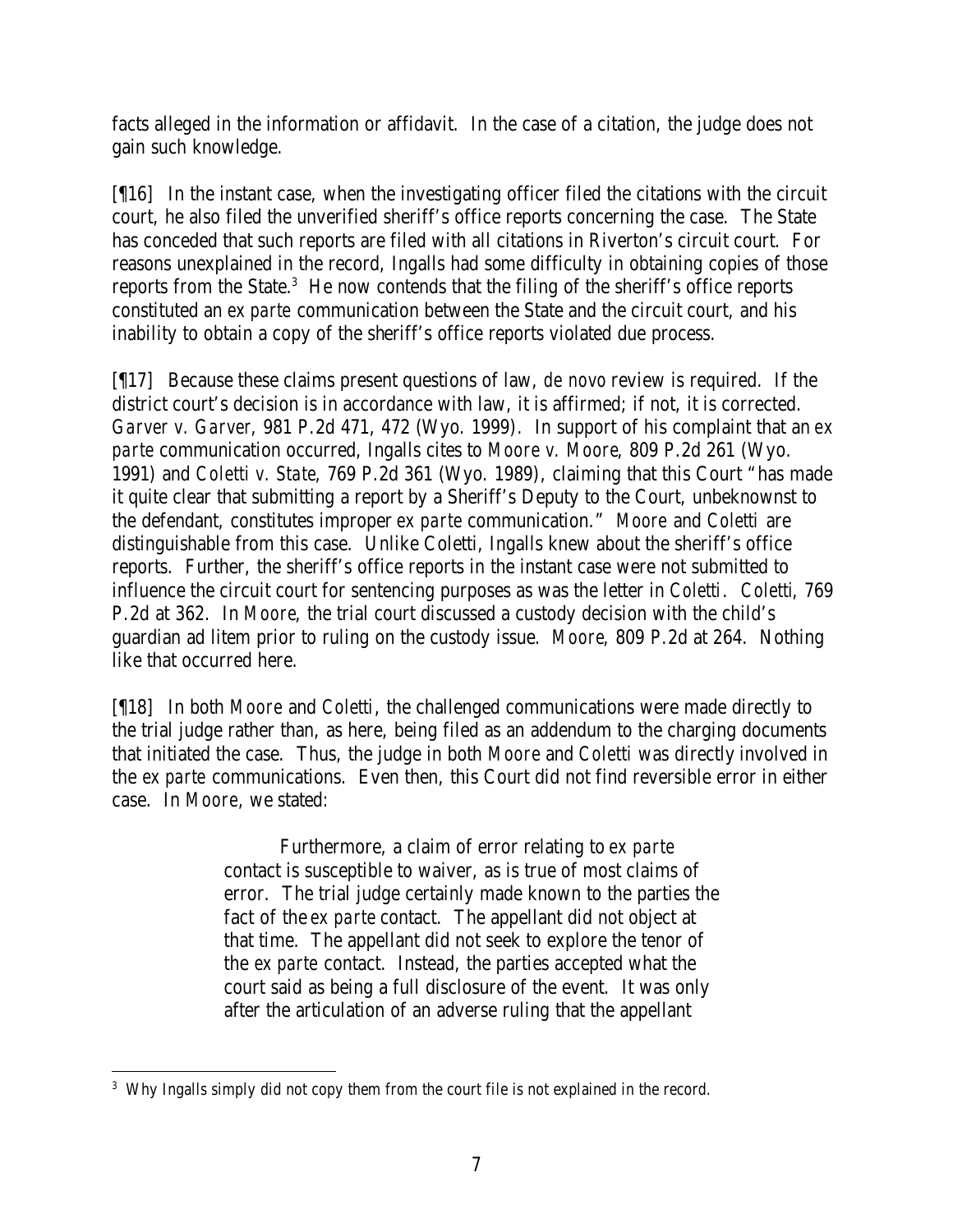facts alleged in the information or affidavit. In the case of a citation, the judge does not gain such knowledge.

[¶16] In the instant case, when the investigating officer filed the citations with the circuit court, he also filed the unverified sheriff's office reports concerning the case. The State has conceded that such reports are filed with all citations in Riverton's circuit court. For reasons unexplained in the record, Ingalls had some difficulty in obtaining copies of those reports from the State.[3] He now contends that the filing of the sheriff's office reports constituted an *ex parte* communication between the State and the circuit court, and his inability to obtain a copy of the sheriff's office reports violated due process.

[¶17] Because these claims present questions of law, *de novo* review is required. If the district court's decision is in accordance with law, it is affirmed; if not, it is corrected. *Garver v. Garver*, 981 P.2d 471, 472 (Wyo. 1999). In support of his complaint that an *ex parte* communication occurred, Ingalls cites to *Moore v. Moore*, 809 P.2d 261 (Wyo. 1991) and *Coletti v. State*, 769 P.2d 361 (Wyo. 1989), claiming that this Court "has made it quite clear that submitting a report by a Sheriff's Deputy to the Court, unbeknownst to the defendant, constitutes improper *ex parte* communication." *Moore* and *Coletti* are distinguishable from this case. Unlike Coletti, Ingalls knew about the sheriff's office reports. Further, the sheriff's office reports in the instant case were not submitted to influence the circuit court for sentencing purposes as was the letter in *Coletti*. *Coletti*, 769 P.2d at 362. In *Moore*, the trial court discussed a custody decision with the child's guardian ad litem prior to ruling on the custody issue. *Moore*, 809 P.2d at 264. Nothing like that occurred here.

[¶18] In both *Moore* and *Coletti*, the challenged communications were made directly to the trial judge rather than, as here, being filed as an addendum to the charging documents that initiated the case. Thus, the judge in both *Moore* and *Coletti* was directly involved in the *ex parte* communications. Even then, this Court did not find reversible error in either case. In *Moore*, we stated:

> Furthermore, a claim of error relating to *ex parte* contact is susceptible to waiver, as is true of most claims of error. The trial judge certainly made known to the parties the fact of the *ex parte* contact. The appellant did not object at that time. The appellant did not seek to explore the tenor of the *ex parte* contact. Instead, the parties accepted what the court said as being a full disclosure of the event. It was only after the articulation of an adverse ruling that the appellant

[3] Why Ingalls simply did not copy them from the court file is not explained in the record.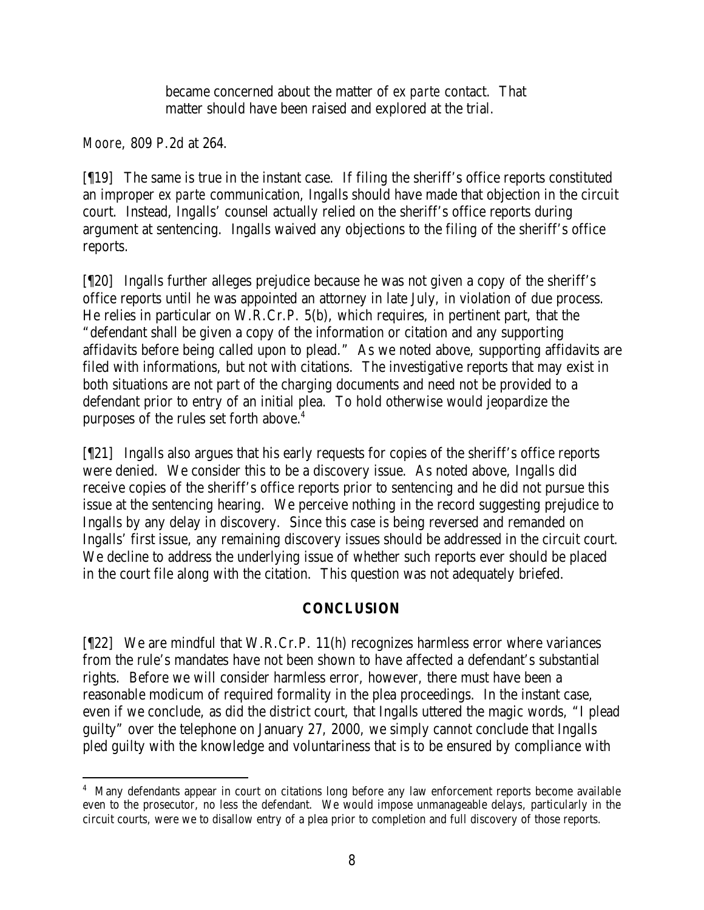> became concerned about the matter of *ex parte* contact. That matter should have been raised and explored at the trial.

*Moore*, 809 P.2d at 264.

[¶19] The same is true in the instant case. If filing the sheriff's office reports constituted an improper *ex parte* communication, Ingalls should have made that objection in the circuit court. Instead, Ingalls' counsel actually relied on the sheriff's office reports during argument at sentencing. Ingalls waived any objections to the filing of the sheriff's office reports.

[¶20] Ingalls further alleges prejudice because he was not given a copy of the sheriff's office reports until he was appointed an attorney in late July, in violation of due process. He relies in particular on W.R.Cr.P. 5(b), which requires, in pertinent part, that the "defendant shall be given a copy of the information or citation and any supporting affidavits before being called upon to plead." As we noted above, supporting affidavits are filed with informations, but not with citations. The investigative reports that may exist in both situations are not part of the charging documents and need not be provided to a defendant prior to entry of an initial plea. To hold otherwise would jeopardize the purposes of the rules set forth above.[4]

[¶21] Ingalls also argues that his early requests for copies of the sheriff's office reports were denied. We consider this to be a discovery issue. As noted above, Ingalls did receive copies of the sheriff's office reports prior to sentencing and he did not pursue this issue at the sentencing hearing. We perceive nothing in the record suggesting prejudice to Ingalls by any delay in discovery. Since this case is being reversed and remanded on Ingalls' first issue, any remaining discovery issues should be addressed in the circuit court. We decline to address the underlying issue of whether such reports ever should be placed in the court file along with the citation. This question was not adequately briefed.

## CONCLUSION

[¶22] We are mindful that W.R.Cr.P. 11(h) recognizes harmless error where variances from the rule's mandates have not been shown to have affected a defendant's substantial rights. Before we will consider harmless error, however, there must have been a reasonable modicum of required formality in the plea proceedings. In the instant case, even if we conclude, as did the district court, that Ingalls uttered the magic words, "I plead guilty" over the telephone on January 27, 2000, we simply cannot conclude that Ingalls pled guilty with the knowledge and voluntariness that is to be ensured by compliance with

---

[4] Many defendants appear in court on citations long before any law enforcement reports become available even to the prosecutor, no less the defendant. We would impose unmanageable delays, particularly in the circuit courts, were we to disallow entry of a plea prior to completion and full discovery of those reports.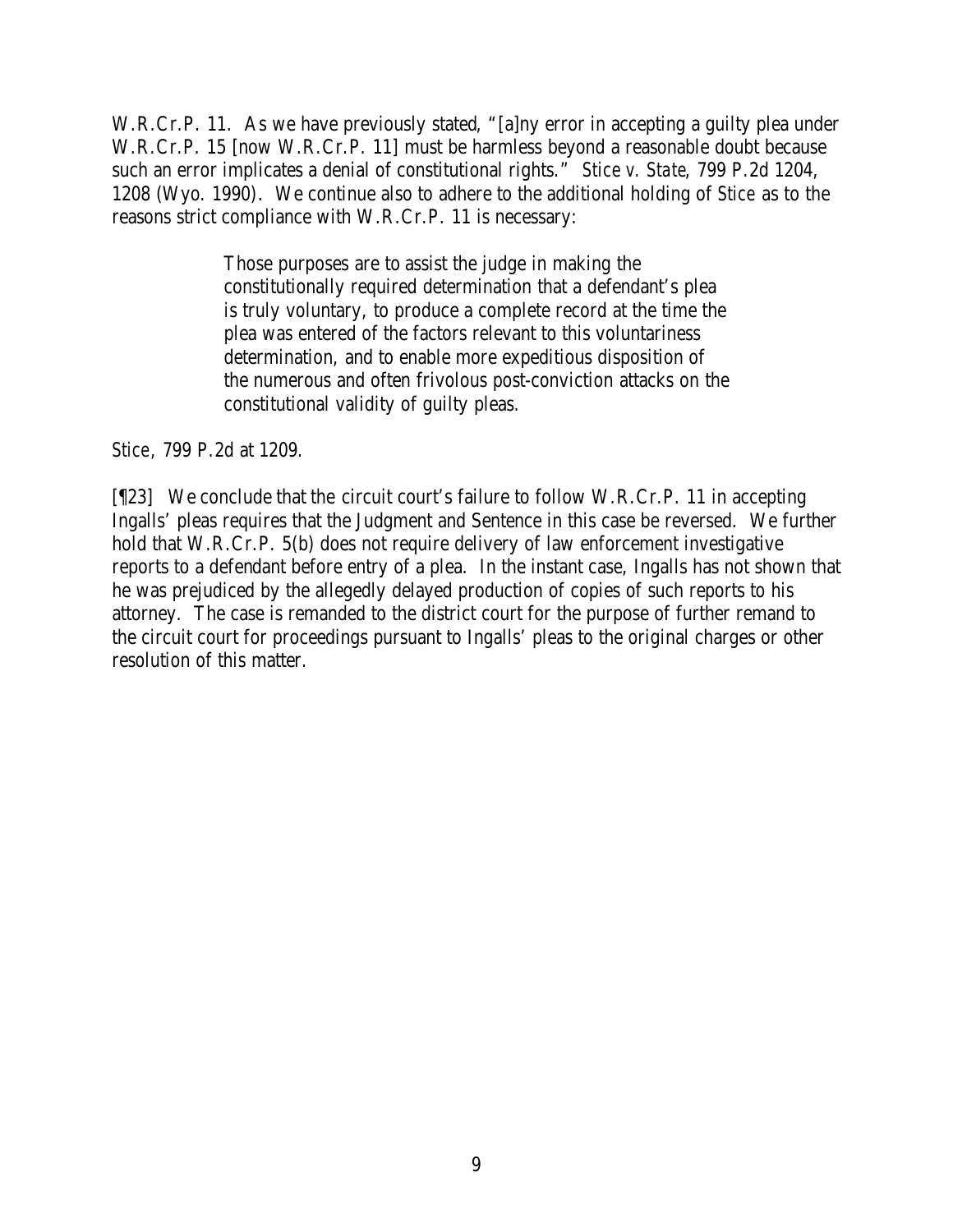W.R.Cr.P. 11. As we have previously stated, "[a]ny error in accepting a guilty plea under W.R.Cr.P. 15 [now W.R.Cr.P. 11] must be harmless beyond a reasonable doubt because such an error implicates a denial of constitutional rights." *Stice v. State*, 799 P.2d 1204, 1208 (Wyo. 1990). We continue also to adhere to the additional holding of *Stice* as to the reasons strict compliance with W.R.Cr.P. 11 is necessary:

> Those purposes are to assist the judge in making the constitutionally required determination that a defendant's plea is truly voluntary, to produce a complete record at the time the plea was entered of the factors relevant to this voluntariness determination, and to enable more expeditious disposition of the numerous and often frivolous post-conviction attacks on the constitutional validity of guilty pleas.

*Stice*, 799 P.2d at 1209.

[¶23] We conclude that the circuit court's failure to follow W.R.Cr.P. 11 in accepting Ingalls' pleas requires that the Judgment and Sentence in this case be reversed. We further hold that W.R.Cr.P. 5(b) does not require delivery of law enforcement investigative reports to a defendant before entry of a plea. In the instant case, Ingalls has not shown that he was prejudiced by the allegedly delayed production of copies of such reports to his attorney. The case is remanded to the district court for the purpose of further remand to the circuit court for proceedings pursuant to Ingalls' pleas to the original charges or other resolution of this matter.